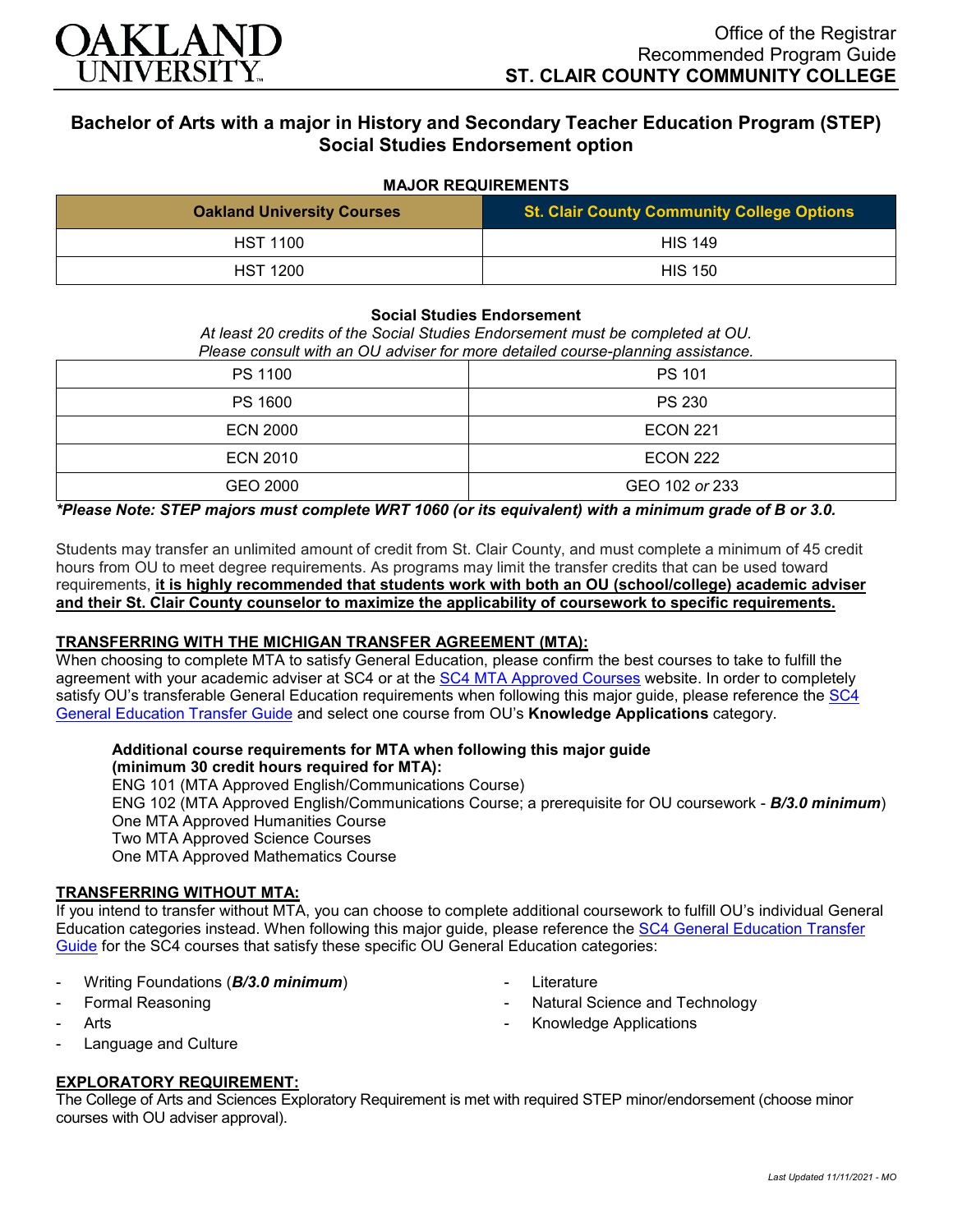Office of the Registrar
Recommended Program Guide
**ST. CLAIR COUNTY COMMUNITY COLLEGE**

# Bachelor of Arts with a major in History and Secondary Teacher Education Program (STEP) Social Studies Endorsement option

**MAJOR REQUIREMENTS**

| Oakland University Courses | St. Clair County Community College Options |
| --- | --- |
| HST 1100 | HIS 149 |
| HST 1200 | HIS 150 |

**Social Studies Endorsement**

*At least 20 credits of the Social Studies Endorsement must be completed at OU.*
*Please consult with an OU adviser for more detailed course-planning assistance.*

| | |
| --- | --- |
| PS 1100 | PS 101 |
| PS 1600 | PS 230 |
| ECN 2000 | ECON 221 |
| ECN 2010 | ECON 222 |
| GEO 2000 | GEO 102 *or* 233 |

***Please Note: STEP majors must complete WRT 1060 (or its equivalent) with a minimum grade of B or 3.0.***

Students may transfer an unlimited amount of credit from St. Clair County, and must complete a minimum of 45 credit hours from OU to meet degree requirements. As programs may limit the transfer credits that can be used toward requirements, **it is highly recommended that students work with both an OU (school/college) academic adviser and their St. Clair County counselor to maximize the applicability of coursework to specific requirements.**

## TRANSFERRING WITH THE MICHIGAN TRANSFER AGREEMENT (MTA):

When choosing to complete MTA to satisfy General Education, please confirm the best courses to take to fulfill the agreement with your academic adviser at SC4 or at the SC4 MTA Approved Courses website. In order to completely satisfy OU's transferable General Education requirements when following this major guide, please reference the SC4 General Education Transfer Guide and select one course from OU's **Knowledge Applications** category.

**Additional course requirements for MTA when following this major guide (minimum 30 credit hours required for MTA):**
ENG 101 (MTA Approved English/Communications Course)
ENG 102 (MTA Approved English/Communications Course; a prerequisite for OU coursework - ***B/3.0 minimum***)
One MTA Approved Humanities Course
Two MTA Approved Science Courses
One MTA Approved Mathematics Course

## TRANSFERRING WITHOUT MTA:

If you intend to transfer without MTA, you can choose to complete additional coursework to fulfill OU's individual General Education categories instead. When following this major guide, please reference the SC4 General Education Transfer Guide for the SC4 courses that satisfy these specific OU General Education categories:

- Writing Foundations (***B/3.0 minimum***)
- Formal Reasoning
- Arts
- Language and Culture
- Literature
- Natural Science and Technology
- Knowledge Applications

## EXPLORATORY REQUIREMENT:

The College of Arts and Sciences Exploratory Requirement is met with required STEP minor/endorsement (choose minor courses with OU adviser approval).

*Last Updated 11/11/2021 - MO*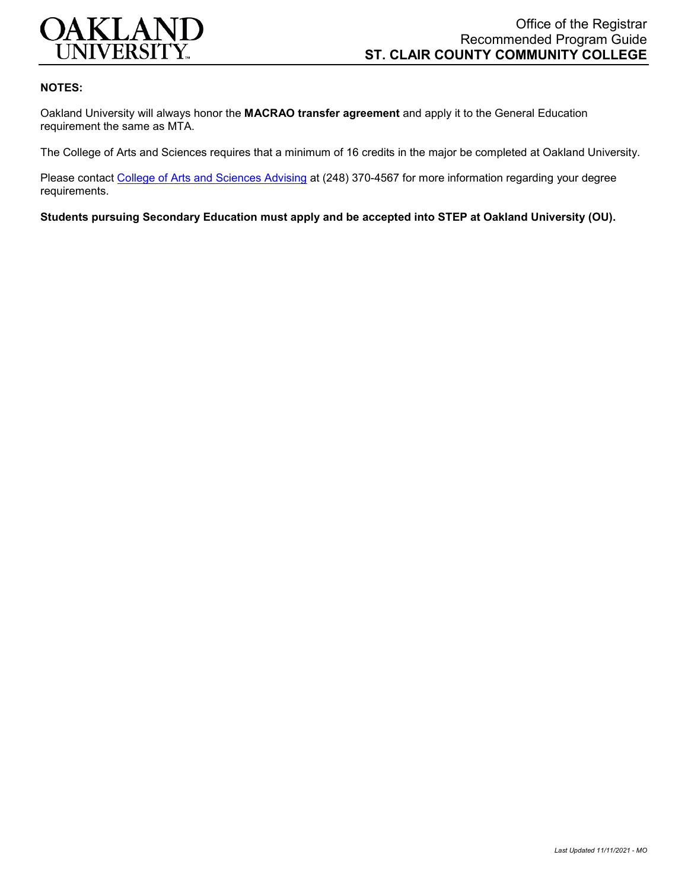**NOTES:**

Oakland University will always honor the **MACRAO transfer agreement** and apply it to the General Education requirement the same as MTA.

The College of Arts and Sciences requires that a minimum of 16 credits in the major be completed at Oakland University.

Please contact College of Arts and Sciences Advising at (248) 370-4567 for more information regarding your degree requirements.

**Students pursuing Secondary Education must apply and be accepted into STEP at Oakland University (OU).**

*Last Updated 11/11/2021 - MO*